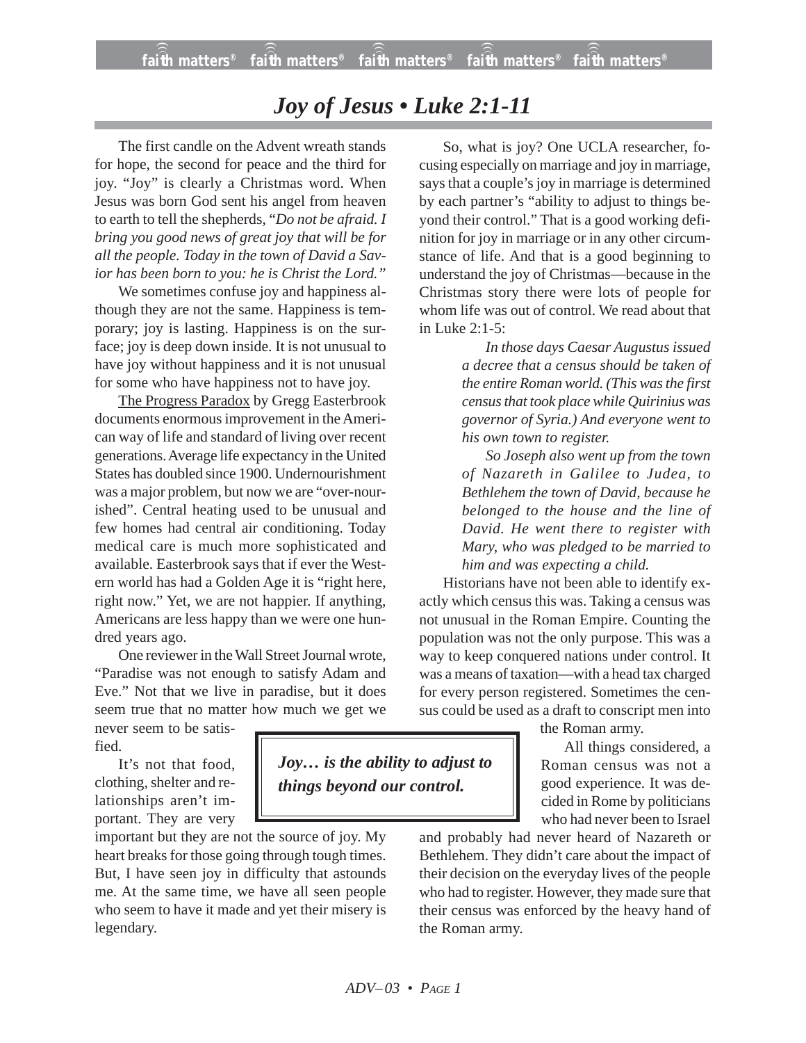# *Joy of Jesus • Luke 2:1-11*

The first candle on the Advent wreath stands for hope, the second for peace and the third for joy. "Joy" is clearly a Christmas word. When Jesus was born God sent his angel from heaven to earth to tell the shepherds, "*Do not be afraid. I bring you good news of great joy that will be for all the people. Today in the town of David a Savior has been born to you: he is Christ the Lord."*

We sometimes confuse joy and happiness although they are not the same. Happiness is temporary; joy is lasting. Happiness is on the surface; joy is deep down inside. It is not unusual to have joy without happiness and it is not unusual for some who have happiness not to have joy.

The Progress Paradox by Gregg Easterbrook documents enormous improvement in the American way of life and standard of living over recent generations. Average life expectancy in the United States has doubled since 1900. Undernourishment was a major problem, but now we are "over-nourished". Central heating used to be unusual and few homes had central air conditioning. Today medical care is much more sophisticated and available. Easterbrook says that if ever the Western world has had a Golden Age it is "right here, right now." Yet, we are not happier. If anything, Americans are less happy than we were one hundred years ago.

One reviewer in the Wall Street Journal wrote, "Paradise was not enough to satisfy Adam and Eve." Not that we live in paradise, but it does seem true that no matter how much we get we never seem to be satisfied.

It's not that food, clothing, shelter and relationships aren't important. They are very important but they are not the source of joy. My heart breaks for those going through tough times. But, I have seen joy in difficulty that astounds me. At the same time, we have all seen people who seem to have it made and yet their misery is legendary.

> ***Joy… is the ability to adjust to things beyond our control.***

So, what is joy? One UCLA researcher, focusing especially on marriage and joy in marriage, says that a couple's joy in marriage is determined by each partner's "ability to adjust to things beyond their control." That is a good working definition for joy in marriage or in any other circumstance of life. And that is a good beginning to understand the joy of Christmas—because in the Christmas story there were lots of people for whom life was out of control. We read about that in Luke 2:1-5:

> *In those days Caesar Augustus issued a decree that a census should be taken of the entire Roman world. (This was the first census that took place while Quirinius was governor of Syria.) And everyone went to his own town to register.*
>
> *So Joseph also went up from the town of Nazareth in Galilee to Judea, to Bethlehem the town of David, because he belonged to the house and the line of David. He went there to register with Mary, who was pledged to be married to him and was expecting a child.*

Historians have not been able to identify exactly which census this was. Taking a census was not unusual in the Roman Empire. Counting the population was not the only purpose. This was a way to keep conquered nations under control. It was a means of taxation—with a head tax charged for every person registered. Sometimes the census could be used as a draft to conscript men into the Roman army.

All things considered, a Roman census was not a good experience. It was decided in Rome by politicians who had never been to Israel and probably had never heard of Nazareth or Bethlehem. They didn't care about the impact of their decision on the everyday lives of the people who had to register. However, they made sure that their census was enforced by the heavy hand of the Roman army.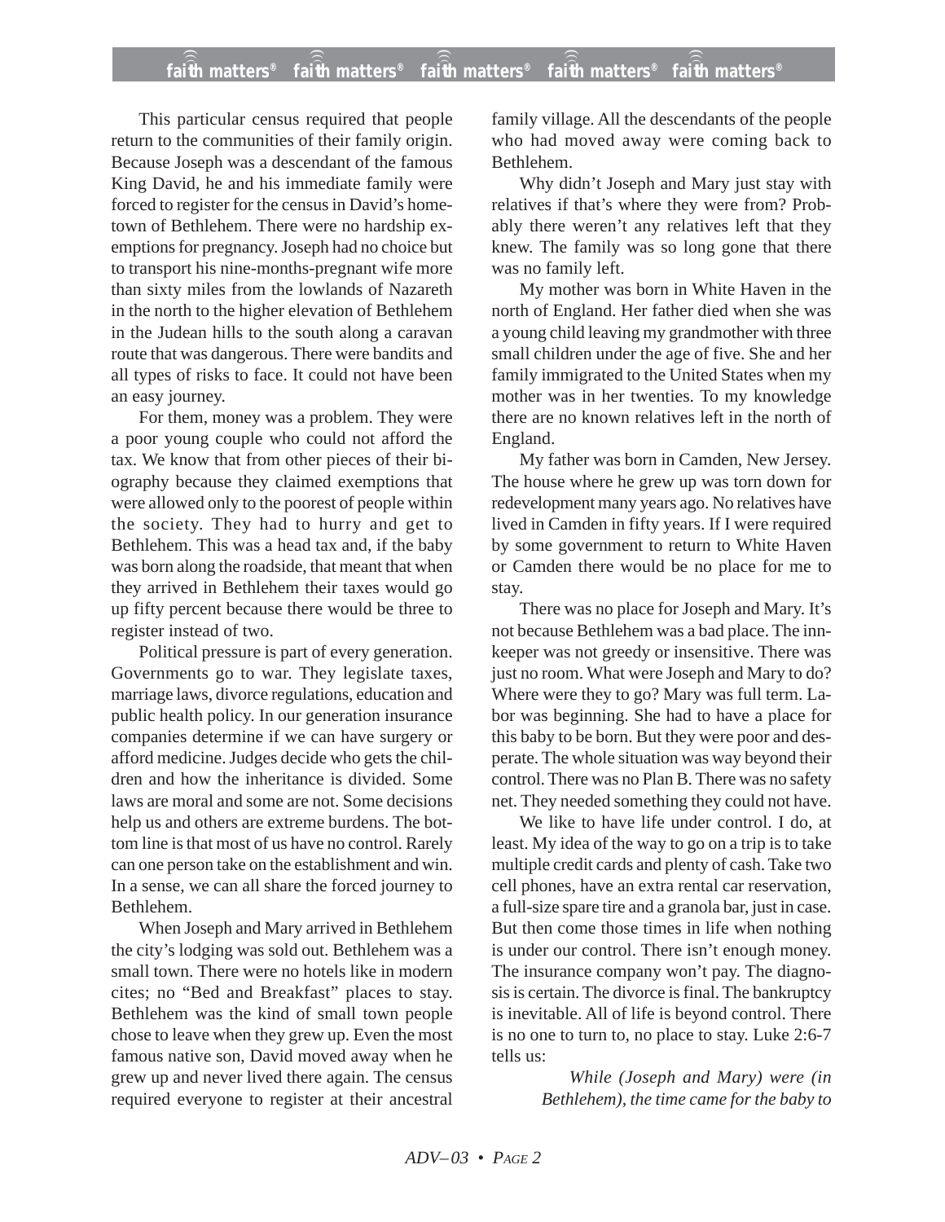This particular census required that people return to the communities of their family origin. Because Joseph was a descendant of the famous King David, he and his immediate family were forced to register for the census in David's hometown of Bethlehem. There were no hardship exemptions for pregnancy. Joseph had no choice but to transport his nine-months-pregnant wife more than sixty miles from the lowlands of Nazareth in the north to the higher elevation of Bethlehem in the Judean hills to the south along a caravan route that was dangerous. There were bandits and all types of risks to face. It could not have been an easy journey.

For them, money was a problem. They were a poor young couple who could not afford the tax. We know that from other pieces of their biography because they claimed exemptions that were allowed only to the poorest of people within the society. They had to hurry and get to Bethlehem. This was a head tax and, if the baby was born along the roadside, that meant that when they arrived in Bethlehem their taxes would go up fifty percent because there would be three to register instead of two.

Political pressure is part of every generation. Governments go to war. They legislate taxes, marriage laws, divorce regulations, education and public health policy. In our generation insurance companies determine if we can have surgery or afford medicine. Judges decide who gets the children and how the inheritance is divided. Some laws are moral and some are not. Some decisions help us and others are extreme burdens. The bottom line is that most of us have no control. Rarely can one person take on the establishment and win. In a sense, we can all share the forced journey to Bethlehem.

When Joseph and Mary arrived in Bethlehem the city's lodging was sold out. Bethlehem was a small town. There were no hotels like in modern cites; no "Bed and Breakfast" places to stay. Bethlehem was the kind of small town people chose to leave when they grew up. Even the most famous native son, David moved away when he grew up and never lived there again. The census required everyone to register at their ancestral family village. All the descendants of the people who had moved away were coming back to Bethlehem.

Why didn't Joseph and Mary just stay with relatives if that's where they were from? Probably there weren't any relatives left that they knew. The family was so long gone that there was no family left.

My mother was born in White Haven in the north of England. Her father died when she was a young child leaving my grandmother with three small children under the age of five. She and her family immigrated to the United States when my mother was in her twenties. To my knowledge there are no known relatives left in the north of England.

My father was born in Camden, New Jersey. The house where he grew up was torn down for redevelopment many years ago. No relatives have lived in Camden in fifty years. If I were required by some government to return to White Haven or Camden there would be no place for me to stay.

There was no place for Joseph and Mary. It's not because Bethlehem was a bad place. The innkeeper was not greedy or insensitive. There was just no room. What were Joseph and Mary to do? Where were they to go? Mary was full term. Labor was beginning. She had to have a place for this baby to be born. But they were poor and desperate. The whole situation was way beyond their control. There was no Plan B. There was no safety net. They needed something they could not have.

We like to have life under control. I do, at least. My idea of the way to go on a trip is to take multiple credit cards and plenty of cash. Take two cell phones, have an extra rental car reservation, a full-size spare tire and a granola bar, just in case. But then come those times in life when nothing is under our control. There isn't enough money. The insurance company won't pay. The diagnosis is certain. The divorce is final. The bankruptcy is inevitable. All of life is beyond control. There is no one to turn to, no place to stay. Luke 2:6-7 tells us:

> *While (Joseph and Mary) were (in Bethlehem), the time came for the baby to*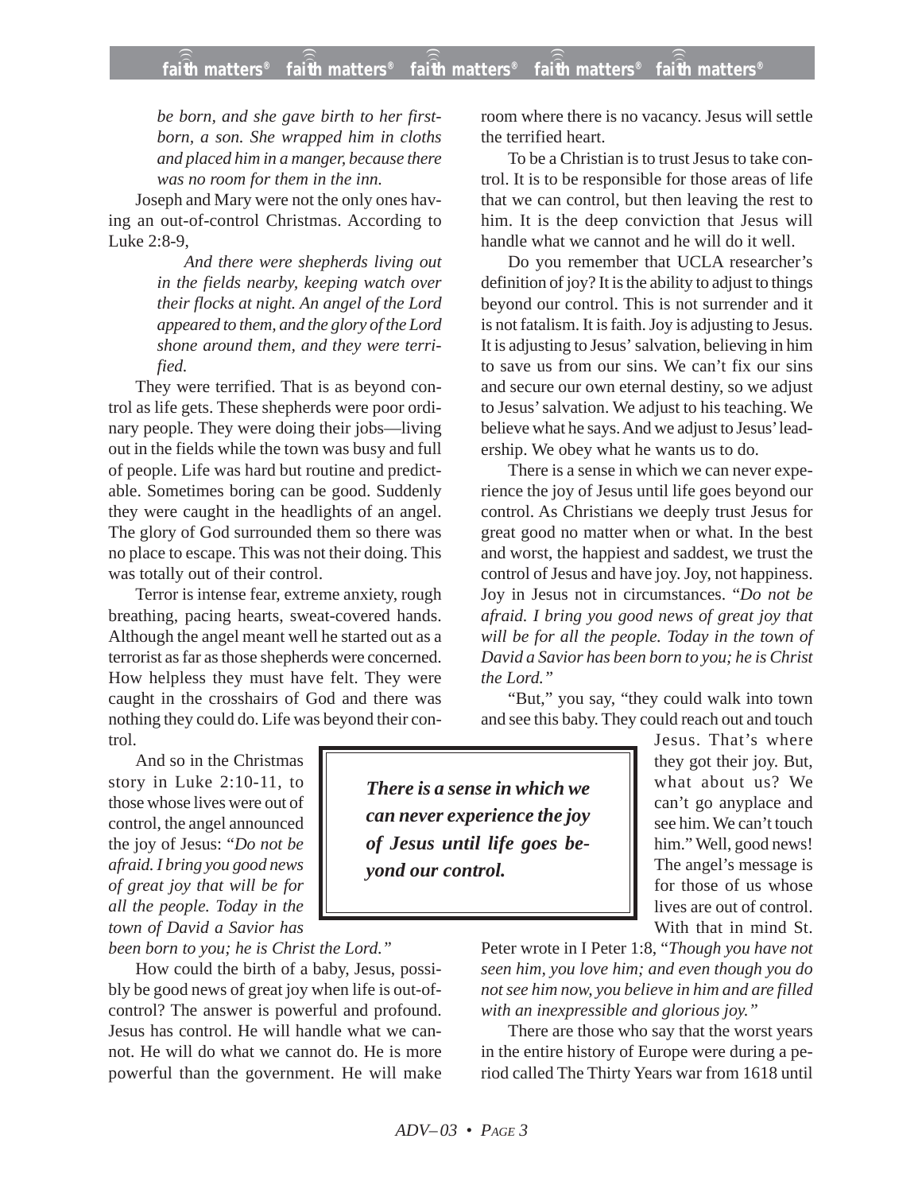*be born, and she gave birth to her firstborn, a son. She wrapped him in cloths and placed him in a manger, because there was no room for them in the inn.*

Joseph and Mary were not the only ones having an out-of-control Christmas. According to Luke 2:8-9,

> *And there were shepherds living out in the fields nearby, keeping watch over their flocks at night. An angel of the Lord appeared to them, and the glory of the Lord shone around them, and they were terrified.*

They were terrified. That is as beyond control as life gets. These shepherds were poor ordinary people. They were doing their jobs—living out in the fields while the town was busy and full of people. Life was hard but routine and predictable. Sometimes boring can be good. Suddenly they were caught in the headlights of an angel. The glory of God surrounded them so there was no place to escape. This was not their doing. This was totally out of their control.

Terror is intense fear, extreme anxiety, rough breathing, pacing hearts, sweat-covered hands. Although the angel meant well he started out as a terrorist as far as those shepherds were concerned. How helpless they must have felt. They were caught in the crosshairs of God and there was nothing they could do. Life was beyond their control.

And so in the Christmas story in Luke 2:10-11, to those whose lives were out of control, the angel announced the joy of Jesus: "*Do not be afraid. I bring you good news of great joy that will be for all the people. Today in the town of David a Savior has been born to you; he is Christ the Lord.*"

How could the birth of a baby, Jesus, possibly be good news of great joy when life is out-of-control? The answer is powerful and profound. Jesus has control. He will handle what we cannot. He will do what we cannot do. He is more powerful than the government. He will make room where there is no vacancy. Jesus will settle the terrified heart.

To be a Christian is to trust Jesus to take control. It is to be responsible for those areas of life that we can control, but then leaving the rest to him. It is the deep conviction that Jesus will handle what we cannot and he will do it well.

Do you remember that UCLA researcher's definition of joy? It is the ability to adjust to things beyond our control. This is not surrender and it is not fatalism. It is faith. Joy is adjusting to Jesus. It is adjusting to Jesus' salvation, believing in him to save us from our sins. We can't fix our sins and secure our own eternal destiny, so we adjust to Jesus' salvation. We adjust to his teaching. We believe what he says. And we adjust to Jesus' leadership. We obey what he wants us to do.

There is a sense in which we can never experience the joy of Jesus until life goes beyond our control. As Christians we deeply trust Jesus for great good no matter when or what. In the best and worst, the happiest and saddest, we trust the control of Jesus and have joy. Joy, not happiness. Joy in Jesus not in circumstances. "*Do not be afraid. I bring you good news of great joy that will be for all the people. Today in the town of David a Savior has been born to you; he is Christ the Lord.*"

> ***There is a sense in which we can never experience the joy of Jesus until life goes beyond our control.***

"But," you say, "they could walk into town and see this baby. They could reach out and touch Jesus. That's where they got their joy. But, what about us? We can't go anyplace and see him. We can't touch him." Well, good news! The angel's message is for those of us whose lives are out of control. With that in mind St. Peter wrote in I Peter 1:8, "*Though you have not seen him, you love him; and even though you do not see him now, you believe in him and are filled with an inexpressible and glorious joy.*"

There are those who say that the worst years in the entire history of Europe were during a period called The Thirty Years war from 1618 until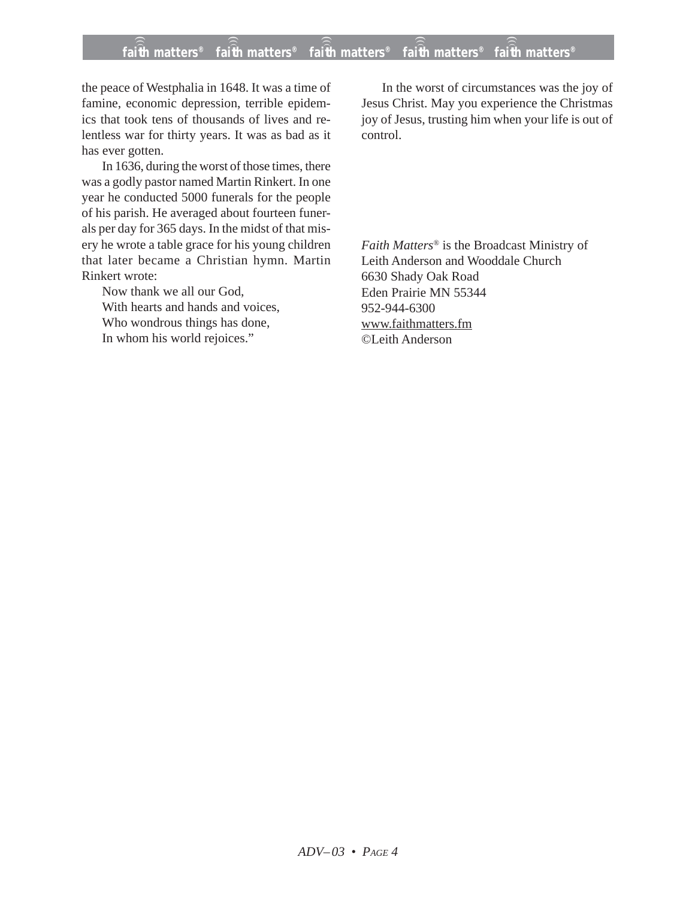the peace of Westphalia in 1648. It was a time of famine, economic depression, terrible epidemics that took tens of thousands of lives and relentless war for thirty years. It was as bad as it has ever gotten.

In 1636, during the worst of those times, there was a godly pastor named Martin Rinkert. In one year he conducted 5000 funerals for the people of his parish. He averaged about fourteen funerals per day for 365 days. In the midst of that misery he wrote a table grace for his young children that later became a Christian hymn. Martin Rinkert wrote:

Now thank we all our God,
With hearts and hands and voices,
Who wondrous things has done,
In whom his world rejoices."

In the worst of circumstances was the joy of Jesus Christ. May you experience the Christmas joy of Jesus, trusting him when your life is out of control.

*Faith Matters*® is the Broadcast Ministry of
Leith Anderson and Wooddale Church
6630 Shady Oak Road
Eden Prairie MN 55344
952-944-6300
www.faithmatters.fm
©Leith Anderson